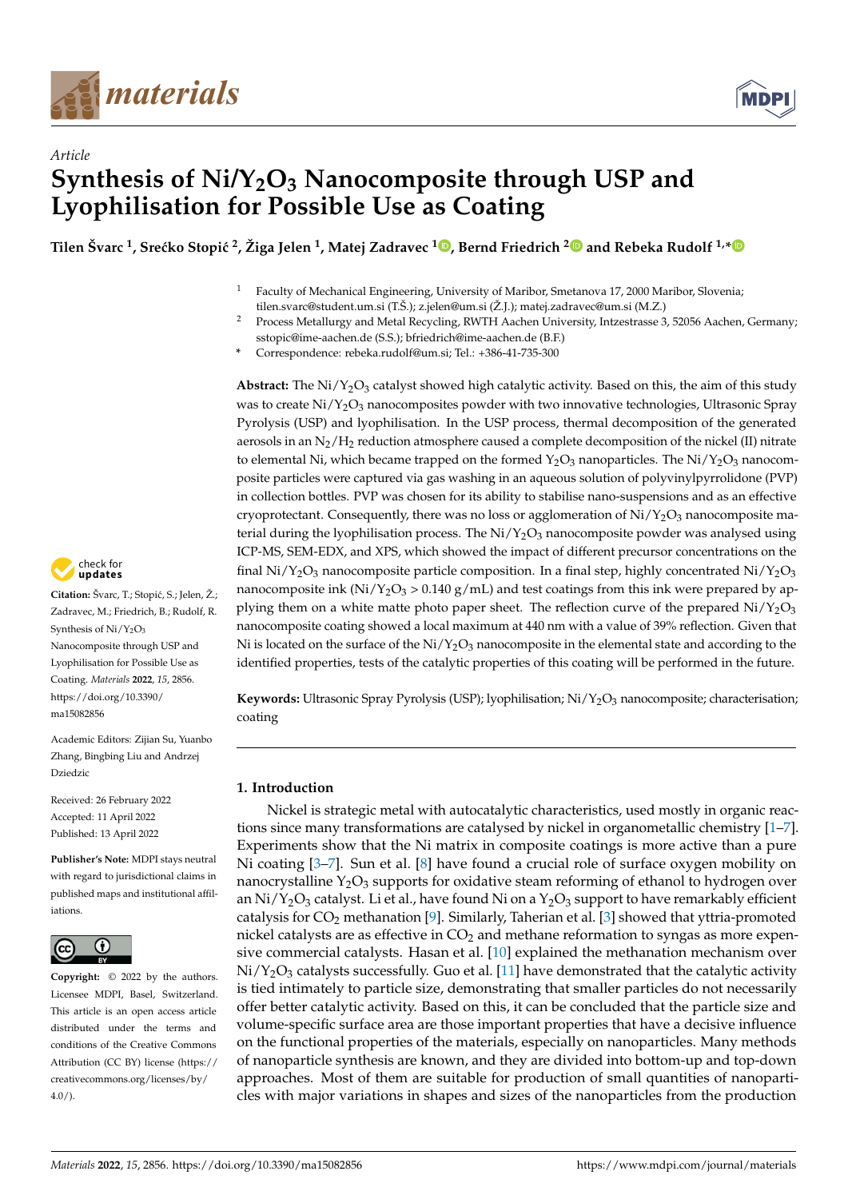*Article*

# Synthesis of $Ni/Y_2O_3$ Nanocomposite through USP and Lyophilisation for Possible Use as Coating

**Tilen Švarc [1], Srećko Stopić [2], Žiga Jelen [1], Matej Zadravec [1], Bernd Friedrich [2] and Rebeka Rudolf [1,*]**

[1] Faculty of Mechanical Engineering, University of Maribor, Smetanova 17, 2000 Maribor, Slovenia; tilen.svarc@student.um.si (T.Š.); z.jelen@um.si (Ž.J.); matej.zadravec@um.si (M.Z.)

[2] Process Metallurgy and Metal Recycling, RWTH Aachen University, Intzestrasse 3, 52056 Aachen, Germany; sstopic@ime-aachen.de (S.S.); bfriedrich@ime-aachen.de (B.F.)

\* Correspondence: rebeka.rudolf@um.si; Tel.: +386-41-735-300

**Abstract:** The $Ni/Y_2O_3$ catalyst showed high catalytic activity. Based on this, the aim of this study was to create $Ni/Y_2O_3$ nanocomposites powder with two innovative technologies, Ultrasonic Spray Pyrolysis (USP) and lyophilisation. In the USP process, thermal decomposition of the generated aerosols in an $N_2/H_2$ reduction atmosphere caused a complete decomposition of the nickel (II) nitrate to elemental Ni, which became trapped on the formed $Y_2O_3$ nanoparticles. The $Ni/Y_2O_3$ nanocomposite particles were captured via gas washing in an aqueous solution of polyvinylpyrrolidone (PVP) in collection bottles. PVP was chosen for its ability to stabilise nano-suspensions and as an effective cryoprotectant. Consequently, there was no loss or agglomeration of $Ni/Y_2O_3$ nanocomposite material during the lyophilisation process. The $Ni/Y_2O_3$ nanocomposite powder was analysed using ICP-MS, SEM-EDX, and XPS, which showed the impact of different precursor concentrations on the final $Ni/Y_2O_3$ nanocomposite particle composition. In a final step, highly concentrated $Ni/Y_2O_3$ nanocomposite ink ($Ni/Y_2O_3$ > 0.140 g/mL) and test coatings from this ink were prepared by applying them on a white matte photo paper sheet. The reflection curve of the prepared $Ni/Y_2O_3$ nanocomposite coating showed a local maximum at 440 nm with a value of 39% reflection. Given that Ni is located on the surface of the $Ni/Y_2O_3$ nanocomposite in the elemental state and according to the identified properties, tests of the catalytic properties of this coating will be performed in the future.

**Keywords:** Ultrasonic Spray Pyrolysis (USP); lyophilisation; $Ni/Y_2O_3$ nanocomposite; characterisation; coating

**Citation:** Švarc, T.; Stopić, S.; Jelen, Ž.; Zadravec, M.; Friedrich, B.; Rudolf, R. Synthesis of $Ni/Y_2O_3$ Nanocomposite through USP and Lyophilisation for Possible Use as Coating. *Materials* **2022**, *15*, 2856. https://doi.org/10.3390/ma15082856

Academic Editors: Zijian Su, Yuanbo Zhang, Bingbing Liu and Andrzej Dziedzic

Received: 26 February 2022
Accepted: 11 April 2022
Published: 13 April 2022

**Publisher's Note:** MDPI stays neutral with regard to jurisdictional claims in published maps and institutional affiliations.

**Copyright:** © 2022 by the authors. Licensee MDPI, Basel, Switzerland. This article is an open access article distributed under the terms and conditions of the Creative Commons Attribution (CC BY) license (https://creativecommons.org/licenses/by/4.0/).

## 1. Introduction

Nickel is strategic metal with autocatalytic characteristics, used mostly in organic reactions since many transformations are catalysed by nickel in organometallic chemistry [1–7]. Experiments show that the Ni matrix in composite coatings is more active than a pure Ni coating [3–7]. Sun et al. [8] have found a crucial role of surface oxygen mobility on nanocrystalline $Y_2O_3$ supports for oxidative steam reforming of ethanol to hydrogen over an $Ni/Y_2O_3$ catalyst. Li et al., have found Ni on a $Y_2O_3$ support to have remarkably efficient catalysis for $CO_2$ methanation [9]. Similarly, Taherian et al. [3] showed that yttria-promoted nickel catalysts are as effective in $CO_2$ and methane reformation to syngas as more expensive commercial catalysts. Hasan et al. [10] explained the methanation mechanism over $Ni/Y_2O_3$ catalysts successfully. Guo et al. [11] have demonstrated that the catalytic activity is tied intimately to particle size, demonstrating that smaller particles do not necessarily offer better catalytic activity. Based on this, it can be concluded that the particle size and volume-specific surface area are those important properties that have a decisive influence on the functional properties of the materials, especially on nanoparticles. Many methods of nanoparticle synthesis are known, and they are divided into bottom-up and top-down approaches. Most of them are suitable for production of small quantities of nanoparticles with major variations in shapes and sizes of the nanoparticles from the production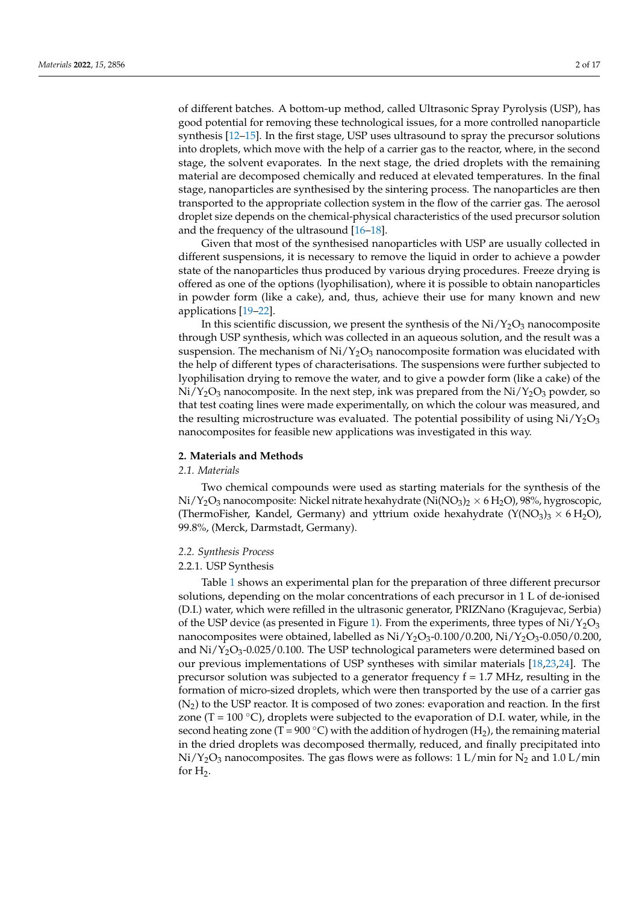of different batches. A bottom-up method, called Ultrasonic Spray Pyrolysis (USP), has good potential for removing these technological issues, for a more controlled nanoparticle synthesis [12–15]. In the first stage, USP uses ultrasound to spray the precursor solutions into droplets, which move with the help of a carrier gas to the reactor, where, in the second stage, the solvent evaporates. In the next stage, the dried droplets with the remaining material are decomposed chemically and reduced at elevated temperatures. In the final stage, nanoparticles are synthesised by the sintering process. The nanoparticles are then transported to the appropriate collection system in the flow of the carrier gas. The aerosol droplet size depends on the chemical-physical characteristics of the used precursor solution and the frequency of the ultrasound [16–18].

Given that most of the synthesised nanoparticles with USP are usually collected in different suspensions, it is necessary to remove the liquid in order to achieve a powder state of the nanoparticles thus produced by various drying procedures. Freeze drying is offered as one of the options (lyophilisation), where it is possible to obtain nanoparticles in powder form (like a cake), and, thus, achieve their use for many known and new applications [19–22].

In this scientific discussion, we present the synthesis of the $Ni/Y_2O_3$ nanocomposite through USP synthesis, which was collected in an aqueous solution, and the result was a suspension. The mechanism of $Ni/Y_2O_3$ nanocomposite formation was elucidated with the help of different types of characterisations. The suspensions were further subjected to lyophilisation drying to remove the water, and to give a powder form (like a cake) of the $Ni/Y_2O_3$ nanocomposite. In the next step, ink was prepared from the $Ni/Y_2O_3$ powder, so that test coating lines were made experimentally, on which the colour was measured, and the resulting microstructure was evaluated. The potential possibility of using $Ni/Y_2O_3$ nanocomposites for feasible new applications was investigated in this way.

## 2. Materials and Methods

### *2.1. Materials*

Two chemical compounds were used as starting materials for the synthesis of the $Ni/Y_2O_3$ nanocomposite: Nickel nitrate hexahydrate ($Ni(NO_3)_2 \times 6\,H_2O$), 98%, hygroscopic, (ThermoFisher, Kandel, Germany) and yttrium oxide hexahydrate ($Y(NO_3)_3 \times 6\,H_2O$), 99.8%, (Merck, Darmstadt, Germany).

### *2.2. Synthesis Process*

#### 2.2.1. USP Synthesis

Table 1 shows an experimental plan for the preparation of three different precursor solutions, depending on the molar concentrations of each precursor in 1 L of de-ionised (D.I.) water, which were refilled in the ultrasonic generator, PRIZNano (Kragujevac, Serbia) of the USP device (as presented in Figure 1). From the experiments, three types of $Ni/Y_2O_3$ nanocomposites were obtained, labelled as $Ni/Y_2O_3$-0.100/0.200, $Ni/Y_2O_3$-0.050/0.200, and $Ni/Y_2O_3$-0.025/0.100. The USP technological parameters were determined based on our previous implementations of USP syntheses with similar materials [18,23,24]. The precursor solution was subjected to a generator frequency f = 1.7 MHz, resulting in the formation of micro-sized droplets, which were then transported by the use of a carrier gas ($N_2$) to the USP reactor. It is composed of two zones: evaporation and reaction. In the first zone (T = 100 °C), droplets were subjected to the evaporation of D.I. water, while, in the second heating zone (T = 900 °C) with the addition of hydrogen ($H_2$), the remaining material in the dried droplets was decomposed thermally, reduced, and finally precipitated into $Ni/Y_2O_3$ nanocomposites. The gas flows were as follows: 1 L/min for $N_2$ and 1.0 L/min for $H_2$.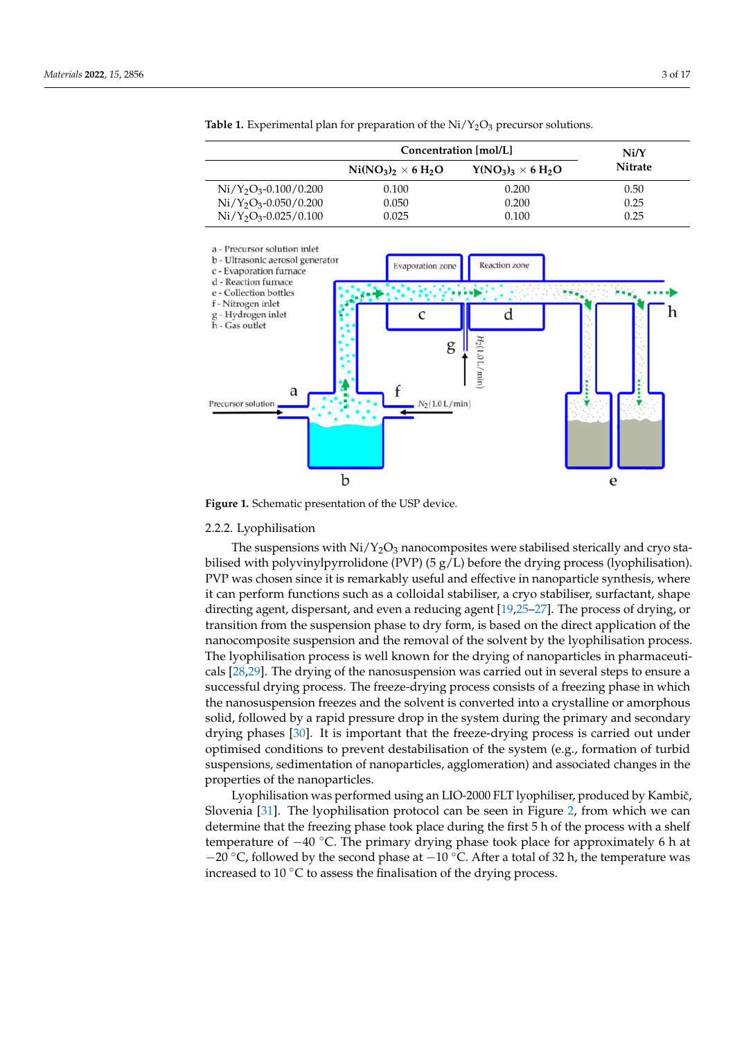**Table 1.** Experimental plan for preparation of the $Ni/Y_2O_3$ precursor solutions.

| | Concentration [mol/L] | | Ni/Y Nitrate |
|---|---|---|---|
| | $Ni(NO_3)_2 \times 6\,H_2O$ | $Y(NO_3)_3 \times 6\,H_2O$ | |
| $Ni/Y_2O_3$-0.100/0.200 | 0.100 | 0.200 | 0.50 |
| $Ni/Y_2O_3$-0.050/0.200 | 0.050 | 0.200 | 0.25 |
| $Ni/Y_2O_3$-0.025/0.100 | 0.025 | 0.100 | 0.25 |

**Figure 1.** Schematic presentation of the USP device.

### 2.2.2. Lyophilisation

The suspensions with $Ni/Y_2O_3$ nanocomposites were stabilised sterically and cryo stabilised with polyvinylpyrrolidone (PVP) (5 g/L) before the drying process (lyophilisation). PVP was chosen since it is remarkably useful and effective in nanoparticle synthesis, where it can perform functions such as a colloidal stabiliser, a cryo stabiliser, surfactant, shape directing agent, dispersant, and even a reducing agent [19,25–27]. The process of drying, or transition from the suspension phase to dry form, is based on the direct application of the nanocomposite suspension and the removal of the solvent by the lyophilisation process. The lyophilisation process is well known for the drying of nanoparticles in pharmaceuticals [28,29]. The drying of the nanosuspension was carried out in several steps to ensure a successful drying process. The freeze-drying process consists of a freezing phase in which the nanosuspension freezes and the solvent is converted into a crystalline or amorphous solid, followed by a rapid pressure drop in the system during the primary and secondary drying phases [30]. It is important that the freeze-drying process is carried out under optimised conditions to prevent destabilisation of the system (e.g., formation of turbid suspensions, sedimentation of nanoparticles, agglomeration) and associated changes in the properties of the nanoparticles.

Lyophilisation was performed using an LIO-2000 FLT lyophiliser, produced by Kambič, Slovenia [31]. The lyophilisation protocol can be seen in Figure 2, from which we can determine that the freezing phase took place during the first 5 h of the process with a shelf temperature of −40 °C. The primary drying phase took place for approximately 6 h at −20 °C, followed by the second phase at −10 °C. After a total of 32 h, the temperature was increased to 10 °C to assess the finalisation of the drying process.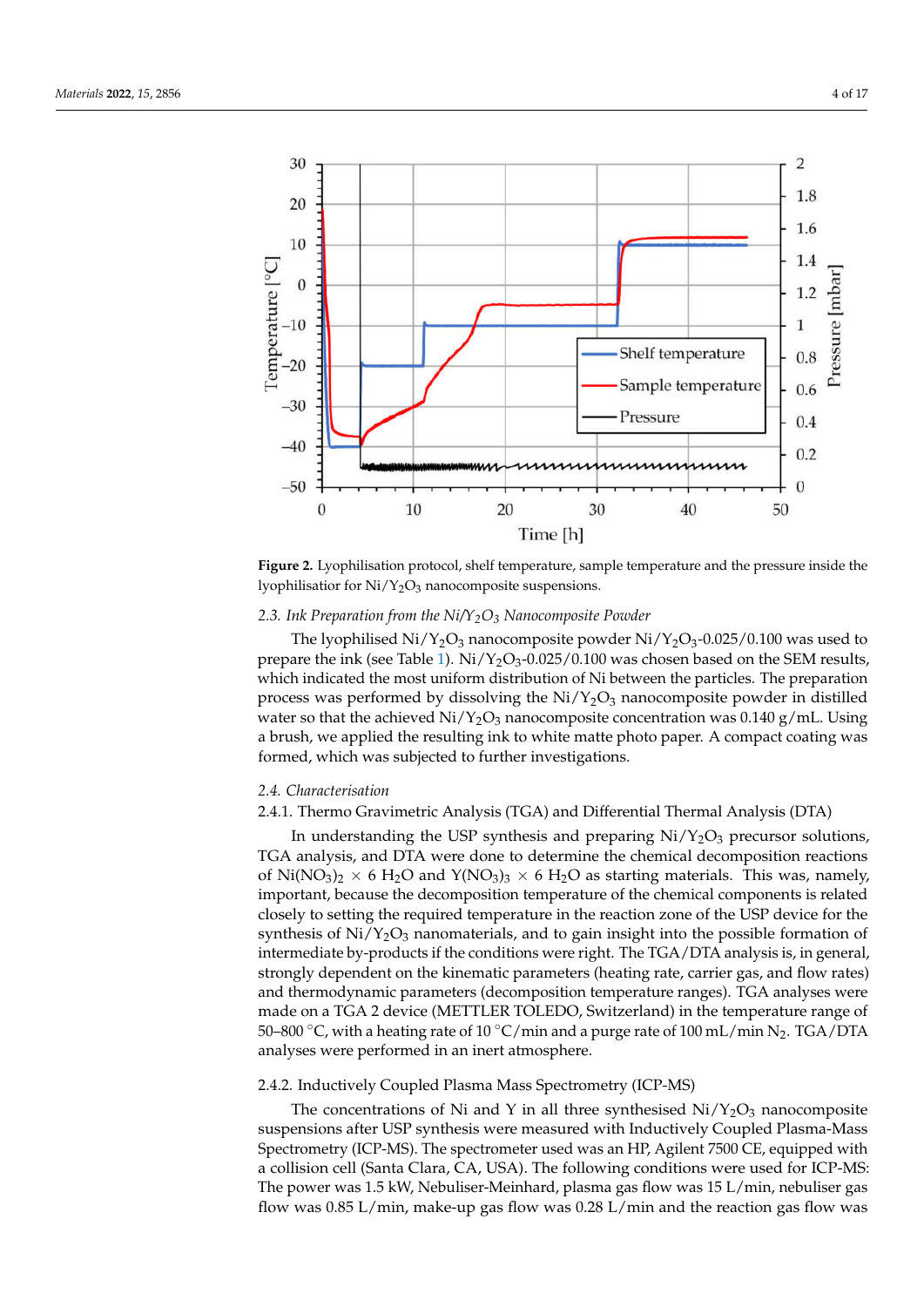Figure 2. Lyophilisation protocol, shelf temperature, sample temperature and the pressure inside the lyophilisatior for $Ni/Y_2O_3$ nanocomposite suspensions.

### 2.3. Ink Preparation from the $Ni/Y_2O_3$ Nanocomposite Powder

The lyophilised $Ni/Y_2O_3$ nanocomposite powder $Ni/Y_2O_3$-0.025/0.100 was used to prepare the ink (see Table 1). $Ni/Y_2O_3$-0.025/0.100 was chosen based on the SEM results, which indicated the most uniform distribution of Ni between the particles. The preparation process was performed by dissolving the $Ni/Y_2O_3$ nanocomposite powder in distilled water so that the achieved $Ni/Y_2O_3$ nanocomposite concentration was 0.140 g/mL. Using a brush, we applied the resulting ink to white matte photo paper. A compact coating was formed, which was subjected to further investigations.

### 2.4. Characterisation

#### 2.4.1. Thermo Gravimetric Analysis (TGA) and Differential Thermal Analysis (DTA)

In understanding the USP synthesis and preparing $Ni/Y_2O_3$ precursor solutions, TGA analysis, and DTA were done to determine the chemical decomposition reactions of $Ni(NO_3)_2 \times 6\ H_2O$ and $Y(NO_3)_3 \times 6\ H_2O$ as starting materials. This was, namely, important, because the decomposition temperature of the chemical components is related closely to setting the required temperature in the reaction zone of the USP device for the synthesis of $Ni/Y_2O_3$ nanomaterials, and to gain insight into the possible formation of intermediate by-products if the conditions were right. The TGA/DTA analysis is, in general, strongly dependent on the kinematic parameters (heating rate, carrier gas, and flow rates) and thermodynamic parameters (decomposition temperature ranges). TGA analyses were made on a TGA 2 device (METTLER TOLEDO, Switzerland) in the temperature range of 50–800 °C, with a heating rate of 10 °C/min and a purge rate of 100 mL/min $N_2$. TGA/DTA analyses were performed in an inert atmosphere.

#### 2.4.2. Inductively Coupled Plasma Mass Spectrometry (ICP-MS)

The concentrations of Ni and Y in all three synthesised $Ni/Y_2O_3$ nanocomposite suspensions after USP synthesis were measured with Inductively Coupled Plasma-Mass Spectrometry (ICP-MS). The spectrometer used was an HP, Agilent 7500 CE, equipped with a collision cell (Santa Clara, CA, USA). The following conditions were used for ICP-MS: The power was 1.5 kW, Nebuliser-Meinhard, plasma gas flow was 15 L/min, nebuliser gas flow was 0.85 L/min, make-up gas flow was 0.28 L/min and the reaction gas flow was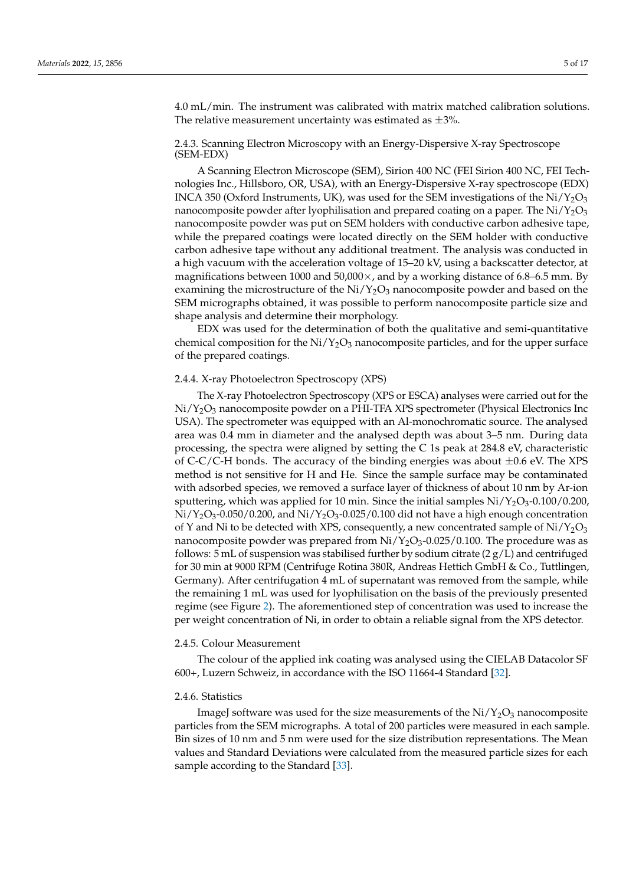4.0 mL/min. The instrument was calibrated with matrix matched calibration solutions. The relative measurement uncertainty was estimated as ±3%.

#### 2.4.3. Scanning Electron Microscopy with an Energy-Dispersive X-ray Spectroscope (SEM-EDX)

A Scanning Electron Microscope (SEM), Sirion 400 NC (FEI Sirion 400 NC, FEI Technologies Inc., Hillsboro, OR, USA), with an Energy-Dispersive X-ray spectroscope (EDX) INCA 350 (Oxford Instruments, UK), was used for the SEM investigations of the $Ni/Y_2O_3$ nanocomposite powder after lyophilisation and prepared coating on a paper. The $Ni/Y_2O_3$ nanocomposite powder was put on SEM holders with conductive carbon adhesive tape, while the prepared coatings were located directly on the SEM holder with conductive carbon adhesive tape without any additional treatment. The analysis was conducted in a high vacuum with the acceleration voltage of 15–20 kV, using a backscatter detector, at magnifications between 1000 and 50,000×, and by a working distance of 6.8–6.5 mm. By examining the microstructure of the $Ni/Y_2O_3$ nanocomposite powder and based on the SEM micrographs obtained, it was possible to perform nanocomposite particle size and shape analysis and determine their morphology.

EDX was used for the determination of both the qualitative and semi-quantitative chemical composition for the $Ni/Y_2O_3$ nanocomposite particles, and for the upper surface of the prepared coatings.

#### 2.4.4. X-ray Photoelectron Spectroscopy (XPS)

The X-ray Photoelectron Spectroscopy (XPS or ESCA) analyses were carried out for the $Ni/Y_2O_3$ nanocomposite powder on a PHI-TFA XPS spectrometer (Physical Electronics Inc USA). The spectrometer was equipped with an Al-monochromatic source. The analysed area was 0.4 mm in diameter and the analysed depth was about 3–5 nm. During data processing, the spectra were aligned by setting the C 1s peak at 284.8 eV, characteristic of C-C/C-H bonds. The accuracy of the binding energies was about ±0.6 eV. The XPS method is not sensitive for H and He. Since the sample surface may be contaminated with adsorbed species, we removed a surface layer of thickness of about 10 nm by Ar-ion sputtering, which was applied for 10 min. Since the initial samples $Ni/Y_2O_3$-0.100/0.200, $Ni/Y_2O_3$-0.050/0.200, and $Ni/Y_2O_3$-0.025/0.100 did not have a high enough concentration of Y and Ni to be detected with XPS, consequently, a new concentrated sample of $Ni/Y_2O_3$ nanocomposite powder was prepared from $Ni/Y_2O_3$-0.025/0.100. The procedure was as follows: 5 mL of suspension was stabilised further by sodium citrate (2 g/L) and centrifuged for 30 min at 9000 RPM (Centrifuge Rotina 380R, Andreas Hettich GmbH & Co., Tuttlingen, Germany). After centrifugation 4 mL of supernatant was removed from the sample, while the remaining 1 mL was used for lyophilisation on the basis of the previously presented regime (see Figure 2). The aforementioned step of concentration was used to increase the per weight concentration of Ni, in order to obtain a reliable signal from the XPS detector.

#### 2.4.5. Colour Measurement

The colour of the applied ink coating was analysed using the CIELAB Datacolor SF 600+, Luzern Schweiz, in accordance with the ISO 11664-4 Standard [32].

#### 2.4.6. Statistics

ImageJ software was used for the size measurements of the $Ni/Y_2O_3$ nanocomposite particles from the SEM micrographs. A total of 200 particles were measured in each sample. Bin sizes of 10 nm and 5 nm were used for the size distribution representations. The Mean values and Standard Deviations were calculated from the measured particle sizes for each sample according to the Standard [33].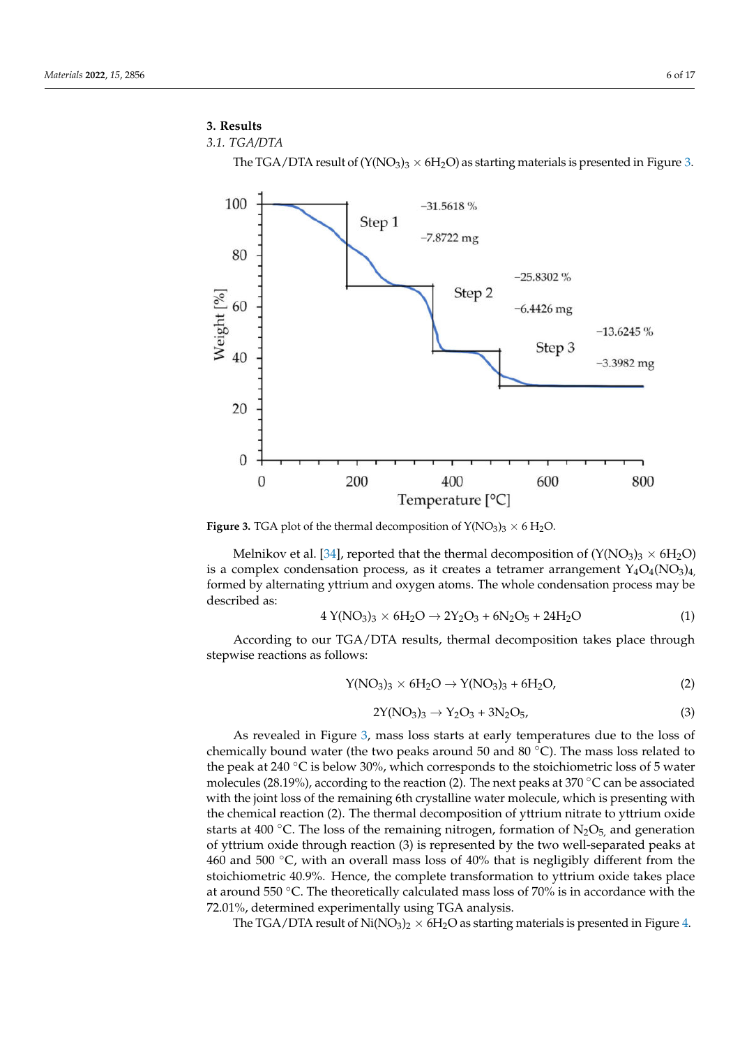## 3. Results

### 3.1. TGA/DTA

The TGA/DTA result of ($Y(NO_3)_3 \times 6H_2O$) as starting materials is presented in Figure 3.

**Figure 3.** TGA plot of the thermal decomposition of $Y(NO_3)_3 \times 6\ H_2O$.

Melnikov et al. [34], reported that the thermal decomposition of ($Y(NO_3)_3 \times 6H_2O$) is a complex condensation process, as it creates a tetramer arrangement $Y_4O_4(NO_3)_4$, formed by alternating yttrium and oxygen atoms. The whole condensation process may be described as:

$$4\ Y(NO_3)_3 \times 6H_2O \rightarrow 2Y_2O_3 + 6N_2O_5 + 24H_2O \quad (1)$$

According to our TGA/DTA results, thermal decomposition takes place through stepwise reactions as follows:

$$Y(NO_3)_3 \times 6H_2O \rightarrow Y(NO_3)_3 + 6H_2O, \quad (2)$$

$$2Y(NO_3)_3 \rightarrow Y_2O_3 + 3N_2O_5, \quad (3)$$

As revealed in Figure 3, mass loss starts at early temperatures due to the loss of chemically bound water (the two peaks around 50 and 80 °C). The mass loss related to the peak at 240 °C is below 30%, which corresponds to the stoichiometric loss of 5 water molecules (28.19%), according to the reaction (2). The next peaks at 370 °C can be associated with the joint loss of the remaining 6th crystalline water molecule, which is presenting with the chemical reaction (2). The thermal decomposition of yttrium nitrate to yttrium oxide starts at 400 °C. The loss of the remaining nitrogen, formation of $N_2O_5$, and generation of yttrium oxide through reaction (3) is represented by the two well-separated peaks at 460 and 500 °C, with an overall mass loss of 40% that is negligibly different from the stoichiometric 40.9%. Hence, the complete transformation to yttrium oxide takes place at around 550 °C. The theoretically calculated mass loss of 70% is in accordance with the 72.01%, determined experimentally using TGA analysis.

The TGA/DTA result of $Ni(NO_3)_2 \times 6H_2O$ as starting materials is presented in Figure 4.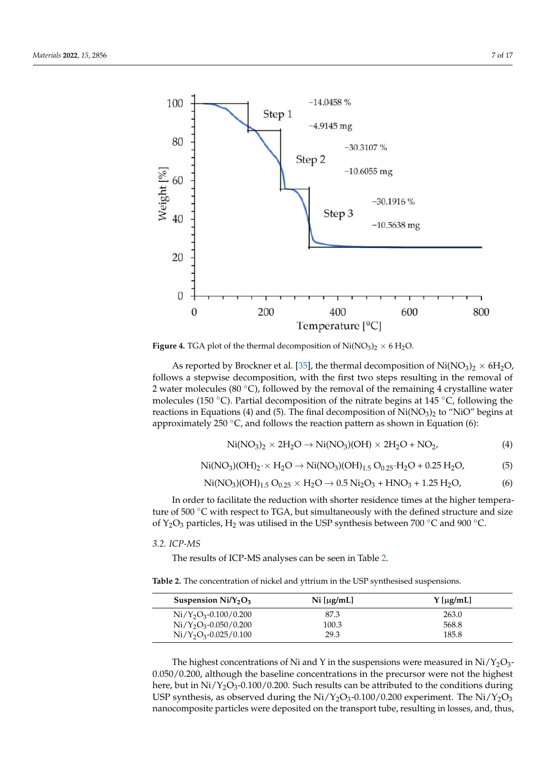Figure 4. TGA plot of the thermal decomposition of $Ni(NO_3)_2 \times 6\ H_2O$.

As reported by Brockner et al. [35], the thermal decomposition of $Ni(NO_3)_2 \times 6H_2O$, follows a stepwise decomposition, with the first two steps resulting in the removal of 2 water molecules (80 °C), followed by the removal of the remaining 4 crystalline water molecules (150 °C). Partial decomposition of the nitrate begins at 145 °C, following the reactions in Equations (4) and (5). The final decomposition of $Ni(NO_3)_2$ to "NiO" begins at approximately 250 °C, and follows the reaction pattern as shown in Equation (6):

$$Ni(NO_3)_2 \times 2H_2O \rightarrow Ni(NO_3)(OH) \times 2H_2O + NO_2, \quad (4)$$

$$Ni(NO_3)(OH)_2 \cdot \times H_2O \rightarrow Ni(NO_3)(OH)_{1.5}\ O_{0.25} \cdot H_2O + 0.25\ H_2O, \quad (5)$$

$$Ni(NO_3)(OH)_{1.5}\ O_{0.25} \times H_2O \rightarrow 0.5\ Ni_2O_3 + HNO_3 + 1.25\ H_2O, \quad (6)$$

In order to facilitate the reduction with shorter residence times at the higher temperature of 500 °C with respect to TGA, but simultaneously with the defined structure and size of $Y_2O_3$ particles, $H_2$ was utilised in the USP synthesis between 700 °C and 900 °C.

### 3.2. ICP-MS

The results of ICP-MS analyses can be seen in Table 2.

**Table 2.** The concentration of nickel and yttrium in the USP synthesised suspensions.

| Suspension $Ni/Y_2O_3$ | Ni [µg/mL] | Y [µg/mL] |
|---|---|---|
| $Ni/Y_2O_3$-0.100/0.200 | 87.3 | 263.0 |
| $Ni/Y_2O_3$-0.050/0.200 | 100.3 | 568.8 |
| $Ni/Y_2O_3$-0.025/0.100 | 29.3 | 185.8 |

The highest concentrations of Ni and Y in the suspensions were measured in $Ni/Y_2O_3$-0.050/0.200, although the baseline concentrations in the precursor were not the highest here, but in $Ni/Y_2O_3$-0.100/0.200. Such results can be attributed to the conditions during USP synthesis, as observed during the $Ni/Y_2O_3$-0.100/0.200 experiment. The $Ni/Y_2O_3$ nanocomposite particles were deposited on the transport tube, resulting in losses, and, thus,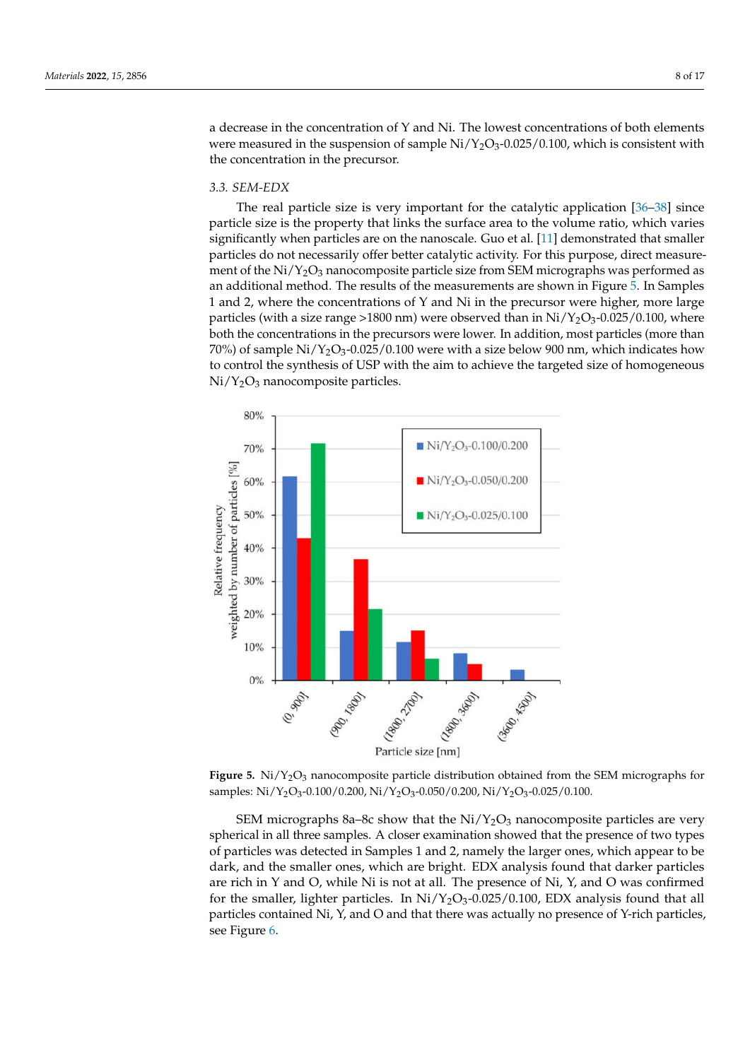a decrease in the concentration of Y and Ni. The lowest concentrations of both elements were measured in the suspension of sample Ni/$Y_2O_3$-0.025/0.100, which is consistent with the concentration in the precursor.

### 3.3. SEM-EDX

The real particle size is very important for the catalytic application [36–38] since particle size is the property that links the surface area to the volume ratio, which varies significantly when particles are on the nanoscale. Guo et al. [11] demonstrated that smaller particles do not necessarily offer better catalytic activity. For this purpose, direct measurement of the Ni/$Y_2O_3$ nanocomposite particle size from SEM micrographs was performed as an additional method. The results of the measurements are shown in Figure 5. In Samples 1 and 2, where the concentrations of Y and Ni in the precursor were higher, more large particles (with a size range >1800 nm) were observed than in Ni/$Y_2O_3$-0.025/0.100, where both the concentrations in the precursors were lower. In addition, most particles (more than 70%) of sample Ni/$Y_2O_3$-0.025/0.100 were with a size below 900 nm, which indicates how to control the synthesis of USP with the aim to achieve the targeted size of homogeneous Ni/$Y_2O_3$ nanocomposite particles.

**Figure 5.** Ni/$Y_2O_3$ nanocomposite particle distribution obtained from the SEM micrographs for samples: Ni/$Y_2O_3$-0.100/0.200, Ni/$Y_2O_3$-0.050/0.200, Ni/$Y_2O_3$-0.025/0.100.

SEM micrographs 8a–8c show that the Ni/$Y_2O_3$ nanocomposite particles are very spherical in all three samples. A closer examination showed that the presence of two types of particles was detected in Samples 1 and 2, namely the larger ones, which appear to be dark, and the smaller ones, which are bright. EDX analysis found that darker particles are rich in Y and O, while Ni is not at all. The presence of Ni, Y, and O was confirmed for the smaller, lighter particles. In Ni/$Y_2O_3$-0.025/0.100, EDX analysis found that all particles contained Ni, Y, and O and that there was actually no presence of Y-rich particles, see Figure 6.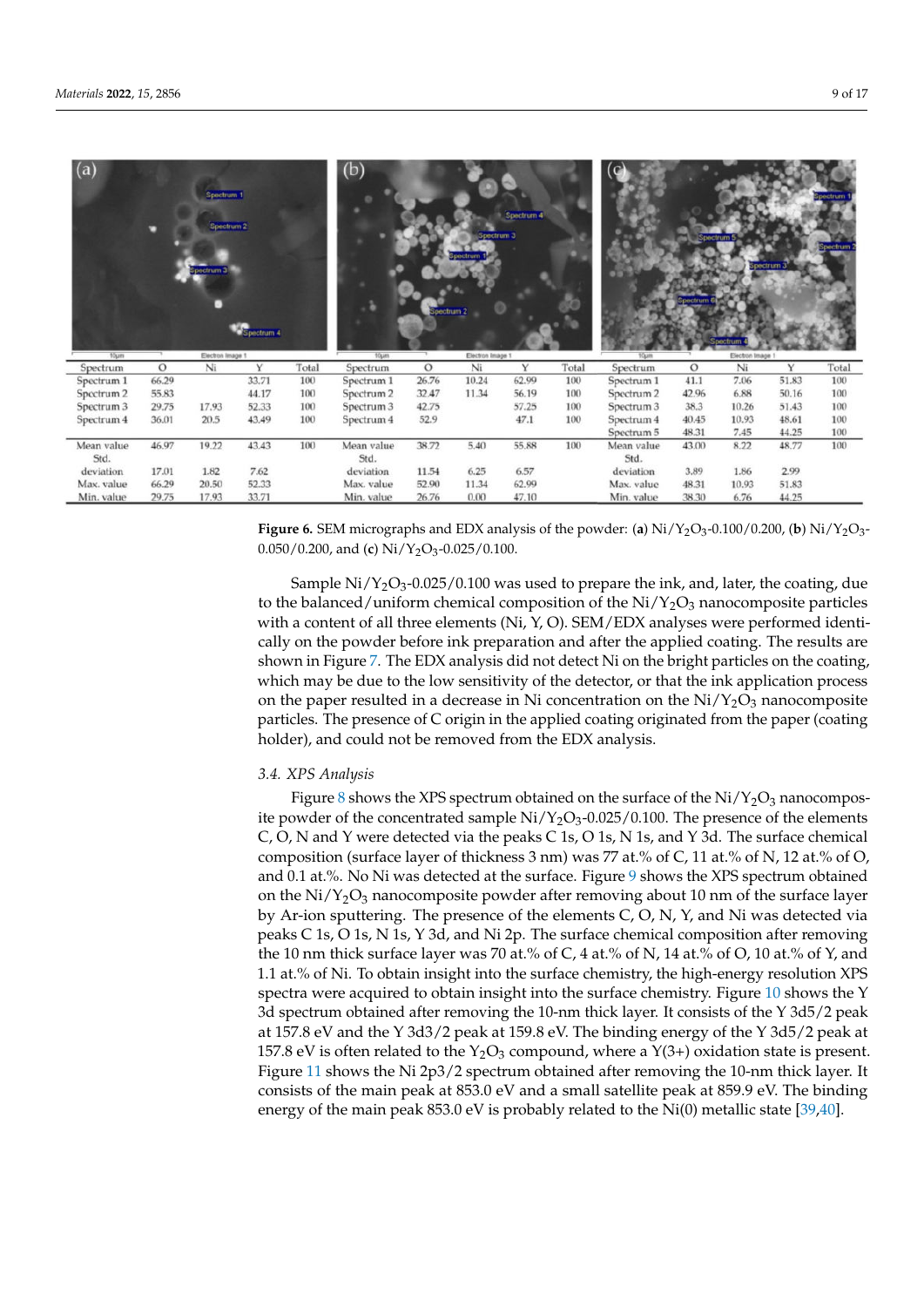| Spectrum | O | Ni | Y | Total |
|---|---|---|---|---|
| Spectrum 1 | 66.29 | | 33.71 | 100 |
| Spectrum 2 | 55.83 | | 44.17 | 100 |
| Spectrum 3 | 29.75 | 17.93 | 52.33 | 100 |
| Spectrum 4 | 36.01 | 20.5 | 43.49 | 100 |
| Mean value | 46.97 | 19.22 | 43.43 | 100 |
| Std. deviation | 17.01 | 1.82 | 7.62 | |
| Max. value | 66.29 | 20.50 | 52.33 | |
| Min. value | 29.75 | 17.93 | 33.71 | |

| Spectrum | O | Ni | Y | Total |
|---|---|---|---|---|
| Spectrum 1 | 26.76 | 10.24 | 62.99 | 100 |
| Spectrum 2 | 32.47 | 11.34 | 56.19 | 100 |
| Spectrum 3 | 42.75 | | 57.25 | 100 |
| Spectrum 4 | 52.9 | | 47.1 | 100 |
| Mean value | 38.72 | 5.40 | 55.88 | 100 |
| Std. deviation | 11.54 | 6.25 | 6.57 | |
| Max. value | 52.90 | 11.34 | 62.99 | |
| Min. value | 26.76 | 0.00 | 47.10 | |

| Spectrum | O | Ni | Y | Total |
|---|---|---|---|---|
| Spectrum 1 | 41.1 | 7.06 | 51.83 | 100 |
| Spectrum 2 | 42.96 | 6.88 | 50.16 | 100 |
| Spectrum 3 | 38.3 | 10.26 | 51.43 | 100 |
| Spectrum 4 | 40.45 | 10.93 | 48.61 | 100 |
| Spectrum 5 | 48.31 | 7.45 | 44.25 | 100 |
| Mean value | 43.00 | 8.22 | 48.77 | 100 |
| Std. deviation | 3.89 | 1.86 | 2.99 | |
| Max. value | 48.31 | 10.93 | 51.83 | |
| Min. value | 38.30 | 6.76 | 44.25 | |

**Figure 6.** SEM micrographs and EDX analysis of the powder: (**a**) $Ni/Y_2O_3$-0.100/0.200, (**b**) $Ni/Y_2O_3$-0.050/0.200, and (**c**) $Ni/Y_2O_3$-0.025/0.100.

Sample $Ni/Y_2O_3$-0.025/0.100 was used to prepare the ink, and, later, the coating, due to the balanced/uniform chemical composition of the $Ni/Y_2O_3$ nanocomposite particles with a content of all three elements (Ni, Y, O). SEM/EDX analyses were performed identically on the powder before ink preparation and after the applied coating. The results are shown in Figure 7. The EDX analysis did not detect Ni on the bright particles on the coating, which may be due to the low sensitivity of the detector, or that the ink application process on the paper resulted in a decrease in Ni concentration on the $Ni/Y_2O_3$ nanocomposite particles. The presence of C origin in the applied coating originated from the paper (coating holder), and could not be removed from the EDX analysis.

### 3.4. XPS Analysis

Figure 8 shows the XPS spectrum obtained on the surface of the $Ni/Y_2O_3$ nanocomposite powder of the concentrated sample $Ni/Y_2O_3$-0.025/0.100. The presence of the elements C, O, N and Y were detected via the peaks C 1s, O 1s, N 1s, and Y 3d. The surface chemical composition (surface layer of thickness 3 nm) was 77 at.% of C, 11 at.% of N, 12 at.% of O, and 0.1 at.%. No Ni was detected at the surface. Figure 9 shows the XPS spectrum obtained on the $Ni/Y_2O_3$ nanocomposite powder after removing about 10 nm of the surface layer by Ar-ion sputtering. The presence of the elements C, O, N, Y, and Ni was detected via peaks C 1s, O 1s, N 1s, Y 3d, and Ni 2p. The surface chemical composition after removing the 10 nm thick surface layer was 70 at.% of C, 4 at.% of N, 14 at.% of O, 10 at.% of Y, and 1.1 at.% of Ni. To obtain insight into the surface chemistry, the high-energy resolution XPS spectra were acquired to obtain insight into the surface chemistry. Figure 10 shows the Y 3d spectrum obtained after removing the 10-nm thick layer. It consists of the Y 3d5/2 peak at 157.8 eV and the Y 3d3/2 peak at 159.8 eV. The binding energy of the Y 3d5/2 peak at 157.8 eV is often related to the $Y_2O_3$ compound, where a Y(3+) oxidation state is present. Figure 11 shows the Ni 2p3/2 spectrum obtained after removing the 10-nm thick layer. It consists of the main peak at 853.0 eV and a small satellite peak at 859.9 eV. The binding energy of the main peak 853.0 eV is probably related to the Ni(0) metallic state [39,40].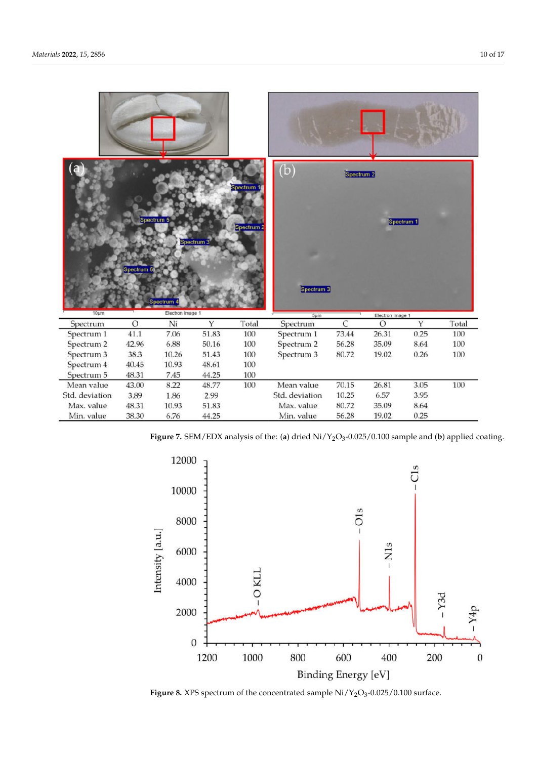| Spectrum | O | Ni | Y | Total |
|---|---|---|---|---|
| Spectrum 1 | 41.1 | 7.06 | 51.83 | 100 |
| Spectrum 2 | 42.96 | 6.88 | 50.16 | 100 |
| Spectrum 3 | 38.3 | 10.26 | 51.43 | 100 |
| Spectrum 4 | 40.45 | 10.93 | 48.61 | 100 |
| Spectrum 5 | 48.31 | 7.45 | 44.25 | 100 |
| Mean value | 43.00 | 8.22 | 48.77 | 100 |
| Std. deviation | 3.89 | 1.86 | 2.99 | |
| Max. value | 48.31 | 10.93 | 51.83 | |
| Min. value | 38.30 | 6.76 | 44.25 | |

| Spectrum | C | O | Y | Total |
|---|---|---|---|---|
| Spectrum 1 | 73.44 | 26.31 | 0.25 | 100 |
| Spectrum 2 | 56.28 | 35.09 | 8.64 | 100 |
| Spectrum 3 | 80.72 | 19.02 | 0.26 | 100 |
| Mean value | 70.15 | 26.81 | 3.05 | 100 |
| Std. deviation | 10.25 | 6.57 | 3.95 | |
| Max. value | 80.72 | 35.09 | 8.64 | |
| Min. value | 56.28 | 19.02 | 0.25 | |

**Figure 7.** SEM/EDX analysis of the: (**a**) dried Ni/$Y_2O_3$-0.025/0.100 sample and (**b**) applied coating.

**Figure 8.** XPS spectrum of the concentrated sample Ni/$Y_2O_3$-0.025/0.100 surface.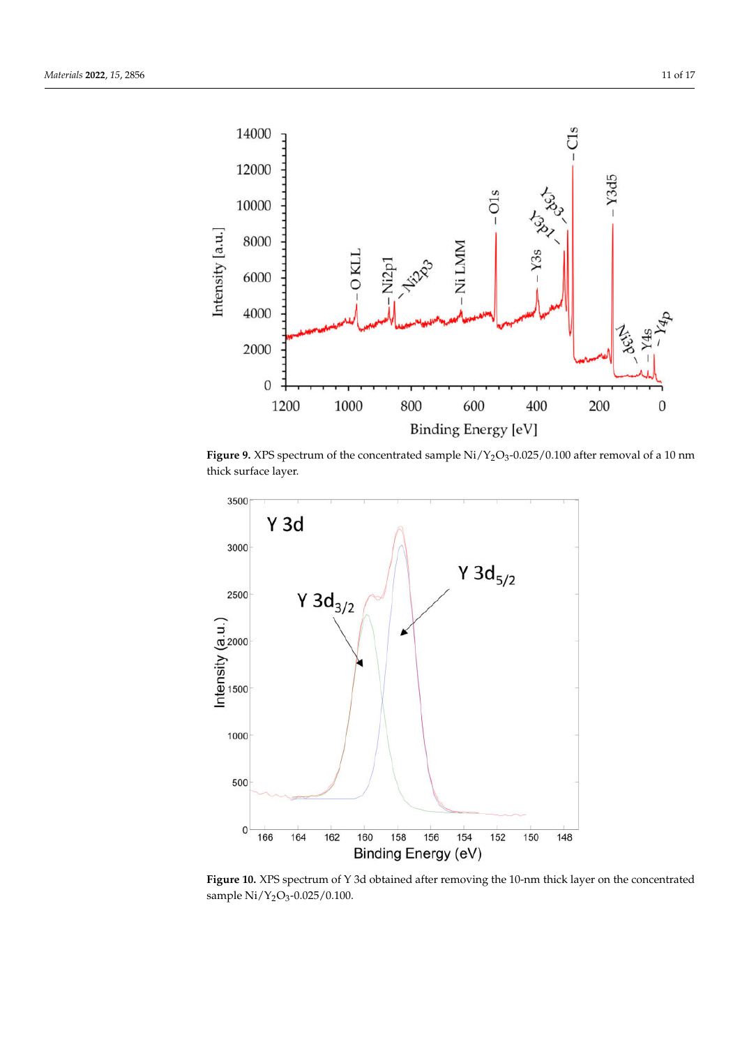**Figure 9.** XPS spectrum of the concentrated sample $Ni/Y_2O_3$-0.025/0.100 after removal of a 10 nm thick surface layer.

**Figure 10.** XPS spectrum of Y 3d obtained after removing the 10-nm thick layer on the concentrated sample $Ni/Y_2O_3$-0.025/0.100.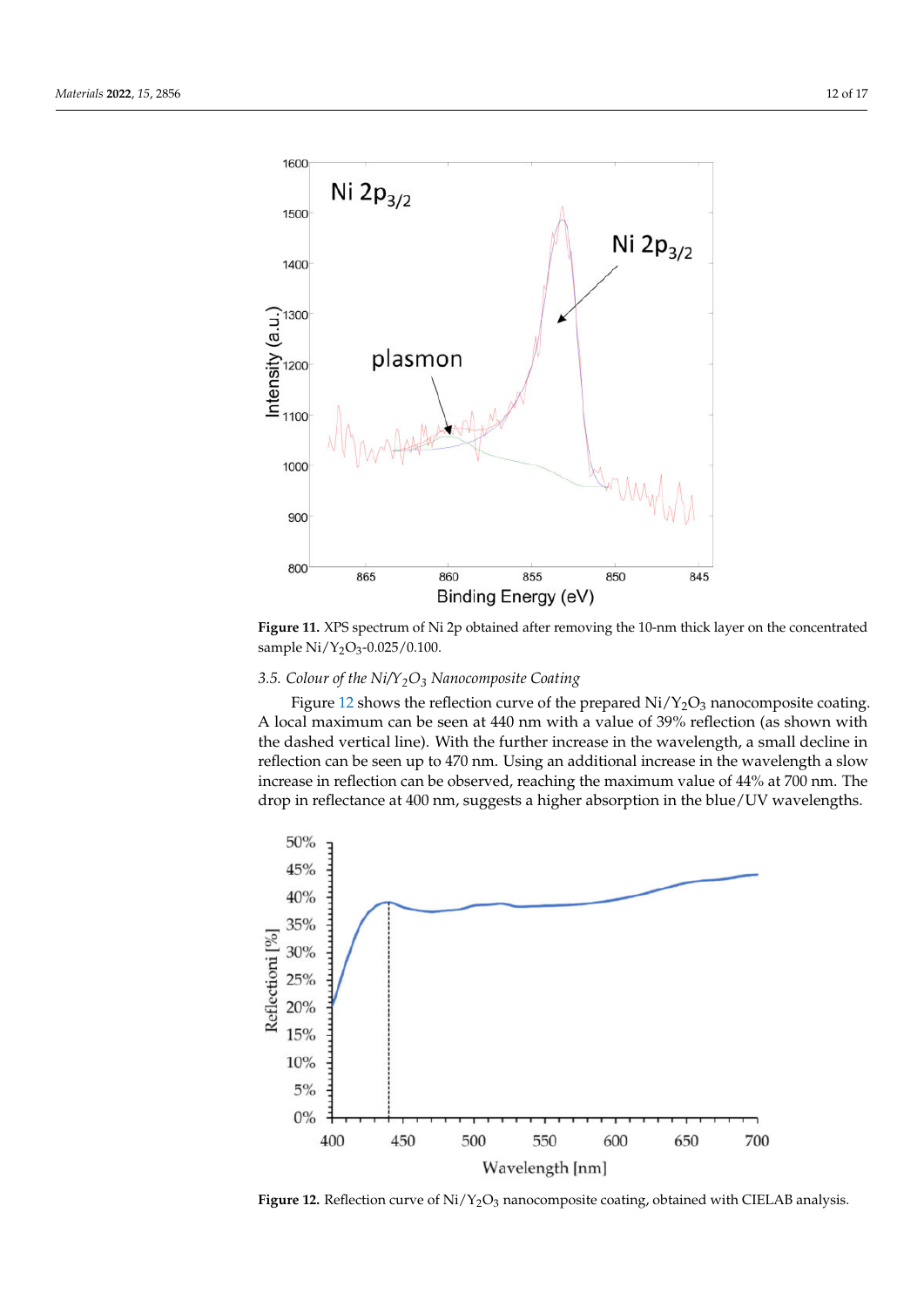**Figure 11.** XPS spectrum of Ni 2p obtained after removing the 10-nm thick layer on the concentrated sample Ni/$Y_2O_3$-0.025/0.100.

### 3.5. *Colour of the Ni/$Y_2O_3$ Nanocomposite Coating*

Figure 12 shows the reflection curve of the prepared Ni/$Y_2O_3$ nanocomposite coating. A local maximum can be seen at 440 nm with a value of 39% reflection (as shown with the dashed vertical line). With the further increase in the wavelength, a small decline in reflection can be seen up to 470 nm. Using an additional increase in the wavelength a slow increase in reflection can be observed, reaching the maximum value of 44% at 700 nm. The drop in reflectance at 400 nm, suggests a higher absorption in the blue/UV wavelengths.

**Figure 12.** Reflection curve of Ni/$Y_2O_3$ nanocomposite coating, obtained with CIELAB analysis.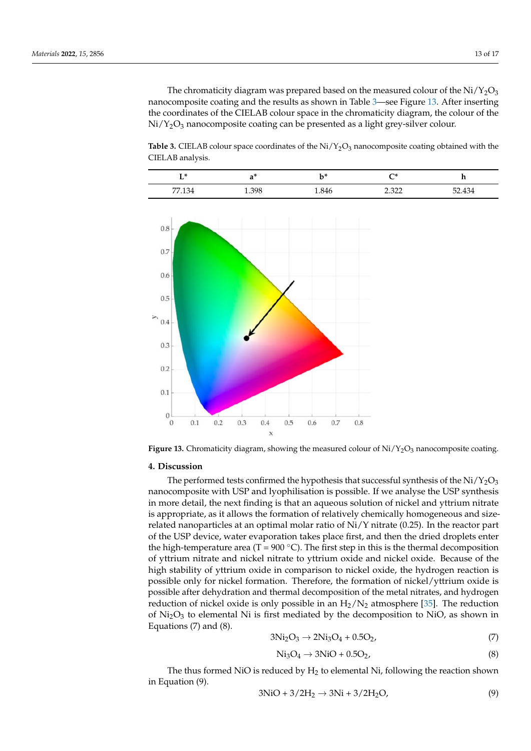The chromaticity diagram was prepared based on the measured colour of the $Ni/Y_2O_3$ nanocomposite coating and the results as shown in Table 3—see Figure 13. After inserting the coordinates of the CIELAB colour space in the chromaticity diagram, the colour of the $Ni/Y_2O_3$ nanocomposite coating can be presented as a light grey-silver colour.

**Table 3.** CIELAB colour space coordinates of the $Ni/Y_2O_3$ nanocomposite coating obtained with the CIELAB analysis.

| L* | a* | b* | C* | h |
|---|---|---|---|---|
| 77.134 | 1.398 | 1.846 | 2.322 | 52.434 |

**Figure 13.** Chromaticity diagram, showing the measured colour of $Ni/Y_2O_3$ nanocomposite coating.

## 4. Discussion

The performed tests confirmed the hypothesis that successful synthesis of the $Ni/Y_2O_3$ nanocomposite with USP and lyophilisation is possible. If we analyse the USP synthesis in more detail, the next finding is that an aqueous solution of nickel and yttrium nitrate is appropriate, as it allows the formation of relatively chemically homogeneous and size-related nanoparticles at an optimal molar ratio of Ni/Y nitrate (0.25). In the reactor part of the USP device, water evaporation takes place first, and then the dried droplets enter the high-temperature area (T = 900 °C). The first step in this is the thermal decomposition of yttrium nitrate and nickel nitrate to yttrium oxide and nickel oxide. Because of the high stability of yttrium oxide in comparison to nickel oxide, the hydrogen reaction is possible only for nickel formation. Therefore, the formation of nickel/yttrium oxide is possible after dehydration and thermal decomposition of the metal nitrates, and hydrogen reduction of nickel oxide is only possible in an $H_2/N_2$ atmosphere [35]. The reduction of $Ni_2O_3$ to elemental Ni is first mediated by the decomposition to NiO, as shown in Equations (7) and (8).

$$3Ni_2O_3 \rightarrow 2Ni_3O_4 + 0.5O_2, \tag{7}$$

$$Ni_3O_4 \rightarrow 3NiO + 0.5O_2, \tag{8}$$

The thus formed NiO is reduced by $H_2$ to elemental Ni, following the reaction shown in Equation (9).

$$3NiO + 3/2H_2 \rightarrow 3Ni + 3/2H_2O, \tag{9}$$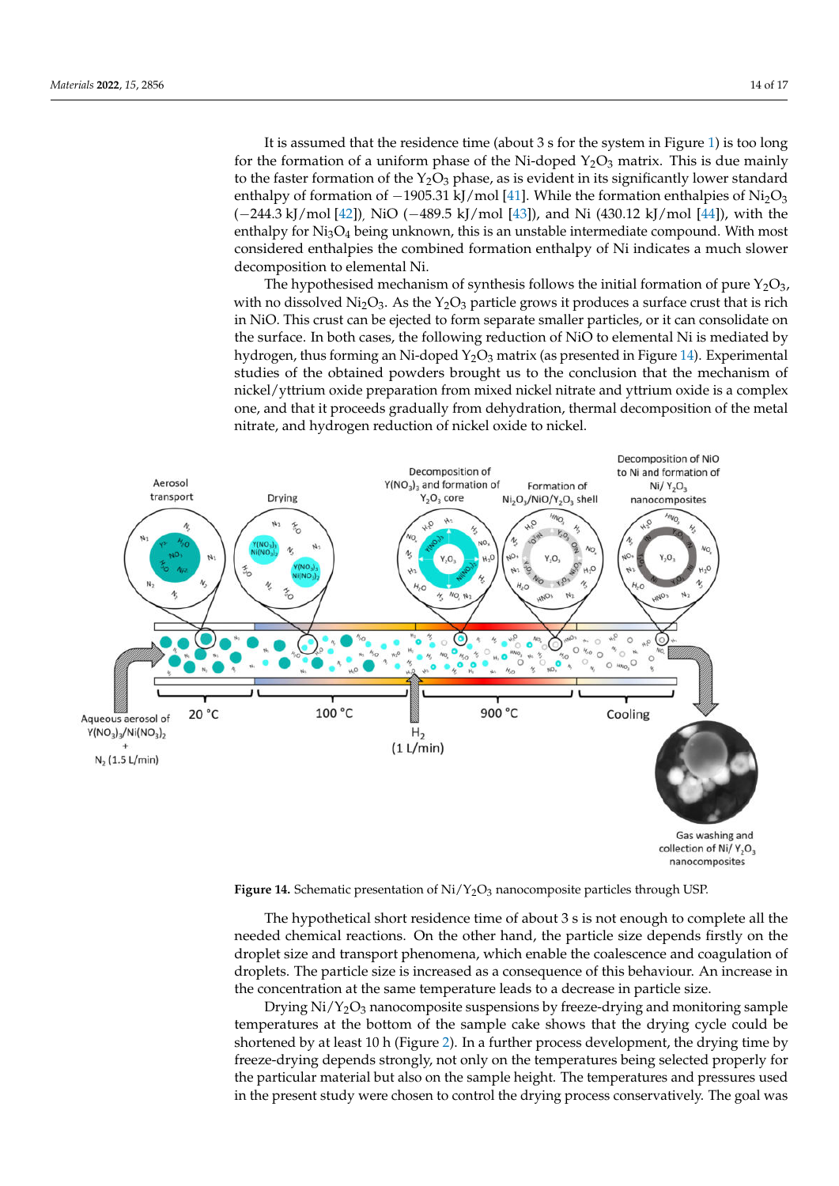It is assumed that the residence time (about 3 s for the system in Figure 1) is too long for the formation of a uniform phase of the Ni-doped $Y_2O_3$ matrix. This is due mainly to the faster formation of the $Y_2O_3$ phase, as is evident in its significantly lower standard enthalpy of formation of −1905.31 kJ/mol [41]. While the formation enthalpies of $Ni_2O_3$ (−244.3 kJ/mol [42]), NiO (−489.5 kJ/mol [43]), and Ni (430.12 kJ/mol [44]), with the enthalpy for $Ni_3O_4$ being unknown, this is an unstable intermediate compound. With most considered enthalpies the combined formation enthalpy of Ni indicates a much slower decomposition to elemental Ni.

The hypothesised mechanism of synthesis follows the initial formation of pure $Y_2O_3$, with no dissolved $Ni_2O_3$. As the $Y_2O_3$ particle grows it produces a surface crust that is rich in NiO. This crust can be ejected to form separate smaller particles, or it can consolidate on the surface. In both cases, the following reduction of NiO to elemental Ni is mediated by hydrogen, thus forming an Ni-doped $Y_2O_3$ matrix (as presented in Figure 14). Experimental studies of the obtained powders brought us to the conclusion that the mechanism of nickel/yttrium oxide preparation from mixed nickel nitrate and yttrium oxide is a complex one, and that it proceeds gradually from dehydration, thermal decomposition of the metal nitrate, and hydrogen reduction of nickel oxide to nickel.

**Figure 14.** Schematic presentation of $Ni/Y_2O_3$ nanocomposite particles through USP.

The hypothetical short residence time of about 3 s is not enough to complete all the needed chemical reactions. On the other hand, the particle size depends firstly on the droplet size and transport phenomena, which enable the coalescence and coagulation of droplets. The particle size is increased as a consequence of this behaviour. An increase in the concentration at the same temperature leads to a decrease in particle size.

Drying $Ni/Y_2O_3$ nanocomposite suspensions by freeze-drying and monitoring sample temperatures at the bottom of the sample cake shows that the drying cycle could be shortened by at least 10 h (Figure 2). In a further process development, the drying time by freeze-drying depends strongly, not only on the temperatures being selected properly for the particular material but also on the sample height. The temperatures and pressures used in the present study were chosen to control the drying process conservatively. The goal was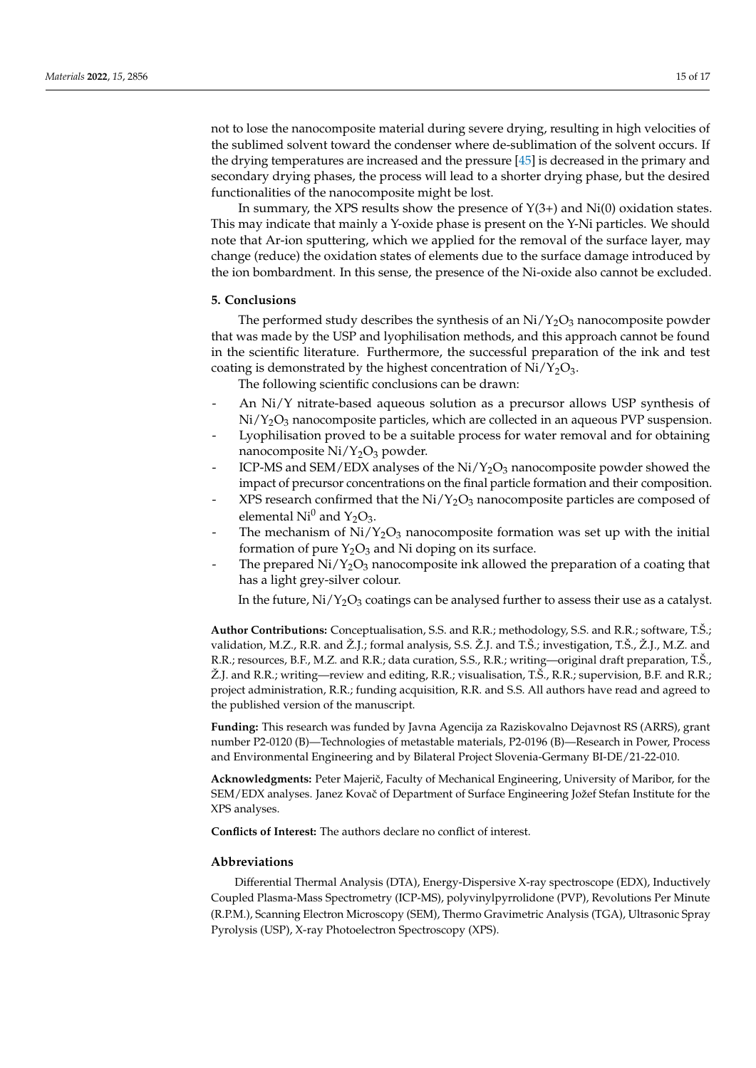not to lose the nanocomposite material during severe drying, resulting in high velocities of the sublimed solvent toward the condenser where de-sublimation of the solvent occurs. If the drying temperatures are increased and the pressure [45] is decreased in the primary and secondary drying phases, the process will lead to a shorter drying phase, but the desired functionalities of the nanocomposite might be lost.

In summary, the XPS results show the presence of Y(3+) and Ni(0) oxidation states. This may indicate that mainly a Y-oxide phase is present on the Y-Ni particles. We should note that Ar-ion sputtering, which we applied for the removal of the surface layer, may change (reduce) the oxidation states of elements due to the surface damage introduced by the ion bombardment. In this sense, the presence of the Ni-oxide also cannot be excluded.

## 5. Conclusions

The performed study describes the synthesis of an $Ni/Y_2O_3$ nanocomposite powder that was made by the USP and lyophilisation methods, and this approach cannot be found in the scientific literature. Furthermore, the successful preparation of the ink and test coating is demonstrated by the highest concentration of $Ni/Y_2O_3$.

The following scientific conclusions can be drawn:

- An Ni/Y nitrate-based aqueous solution as a precursor allows USP synthesis of $Ni/Y_2O_3$ nanocomposite particles, which are collected in an aqueous PVP suspension.
- Lyophilisation proved to be a suitable process for water removal and for obtaining nanocomposite $Ni/Y_2O_3$ powder.
- ICP-MS and SEM/EDX analyses of the $Ni/Y_2O_3$ nanocomposite powder showed the impact of precursor concentrations on the final particle formation and their composition.
- XPS research confirmed that the $Ni/Y_2O_3$ nanocomposite particles are composed of elemental $Ni^0$ and $Y_2O_3$.
- The mechanism of $Ni/Y_2O_3$ nanocomposite formation was set up with the initial formation of pure $Y_2O_3$ and Ni doping on its surface.
- The prepared $Ni/Y_2O_3$ nanocomposite ink allowed the preparation of a coating that has a light grey-silver colour.

In the future, $Ni/Y_2O_3$ coatings can be analysed further to assess their use as a catalyst.

**Author Contributions:** Conceptualisation, S.S. and R.R.; methodology, S.S. and R.R.; software, T.Š.; validation, M.Z., R.R. and Ž.J.; formal analysis, S.S. Ž.J. and T.Š.; investigation, T.Š., Ž.J., M.Z. and R.R.; resources, B.F., M.Z. and R.R.; data curation, S.S., R.R.; writing—original draft preparation, T.Š., Ž.J. and R.R.; writing—review and editing, R.R.; visualisation, T.Š., R.R.; supervision, B.F. and R.R.; project administration, R.R.; funding acquisition, R.R. and S.S. All authors have read and agreed to the published version of the manuscript.

**Funding:** This research was funded by Javna Agencija za Raziskovalno Dejavnost RS (ARRS), grant number P2-0120 (B)—Technologies of metastable materials, P2-0196 (B)—Research in Power, Process and Environmental Engineering and by Bilateral Project Slovenia-Germany BI-DE/21-22-010.

**Acknowledgments:** Peter Majerič, Faculty of Mechanical Engineering, University of Maribor, for the SEM/EDX analyses. Janez Kovač of Department of Surface Engineering Jožef Stefan Institute for the XPS analyses.

**Conflicts of Interest:** The authors declare no conflict of interest.

## Abbreviations

Differential Thermal Analysis (DTA), Energy-Dispersive X-ray spectroscope (EDX), Inductively Coupled Plasma-Mass Spectrometry (ICP-MS), polyvinylpyrrolidone (PVP), Revolutions Per Minute (R.P.M.), Scanning Electron Microscopy (SEM), Thermo Gravimetric Analysis (TGA), Ultrasonic Spray Pyrolysis (USP), X-ray Photoelectron Spectroscopy (XPS).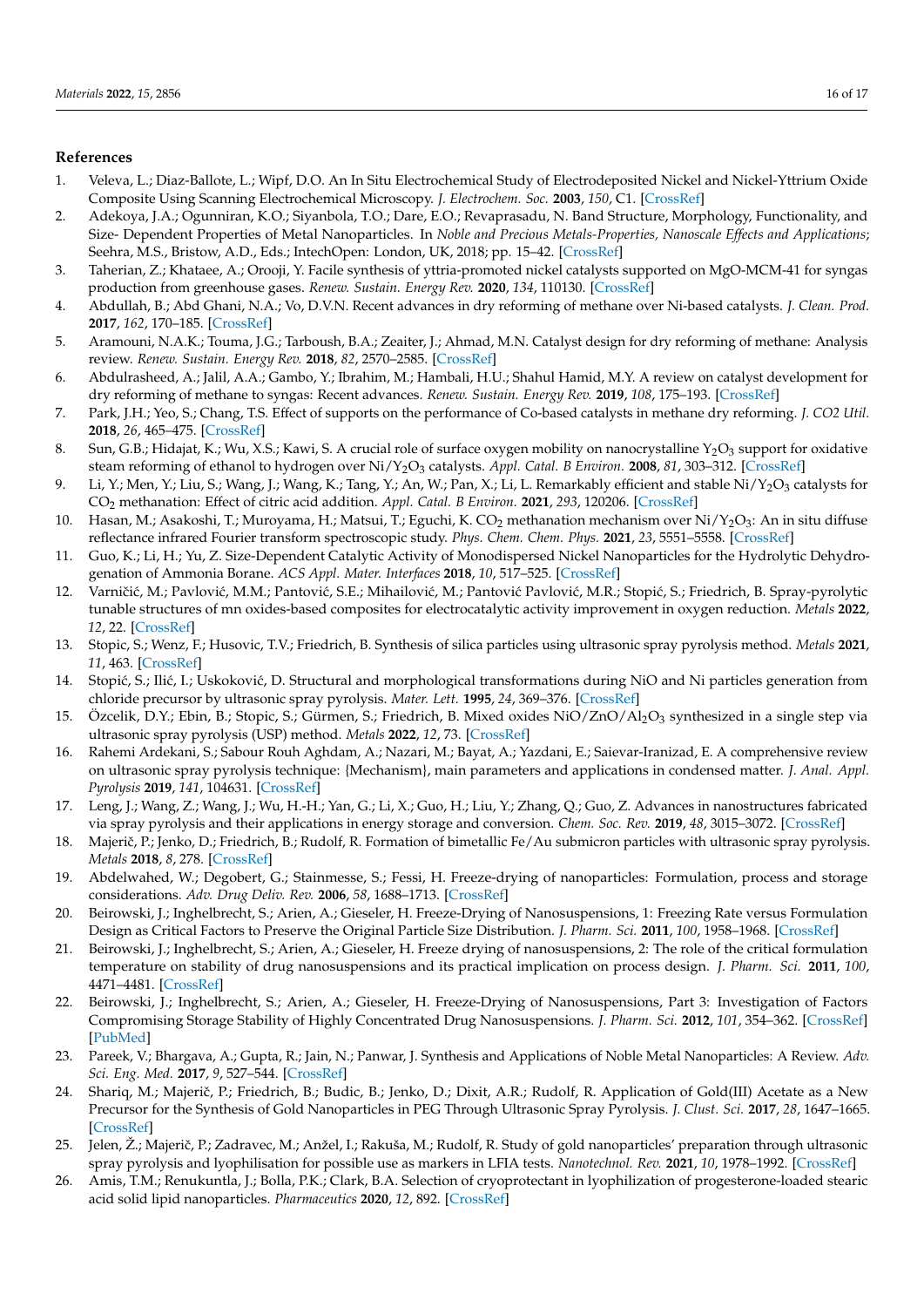## References

1. Veleva, L.; Diaz-Ballote, L.; Wipf, D.O. An In Situ Electrochemical Study of Electrodeposited Nickel and Nickel-Yttrium Oxide Composite Using Scanning Electrochemical Microscopy. *J. Electrochem. Soc.* **2003**, *150*, C1. [CrossRef]
2. Adekoya, J.A.; Ogunniran, K.O.; Siyanbola, T.O.; Dare, E.O.; Revaprasadu, N. Band Structure, Morphology, Functionality, and Size- Dependent Properties of Metal Nanoparticles. In *Noble and Precious Metals-Properties, Nanoscale Effects and Applications*; Seehra, M.S., Bristow, A.D., Eds.; IntechOpen: London, UK, 2018; pp. 15–42. [CrossRef]
3. Taherian, Z.; Khataee, A.; Orooji, Y. Facile synthesis of yttria-promoted nickel catalysts supported on MgO-MCM-41 for syngas production from greenhouse gases. *Renew. Sustain. Energy Rev.* **2020**, *134*, 110130. [CrossRef]
4. Abdullah, B.; Abd Ghani, N.A.; Vo, D.V.N. Recent advances in dry reforming of methane over Ni-based catalysts. *J. Clean. Prod.* **2017**, *162*, 170–185. [CrossRef]
5. Aramouni, N.A.K.; Touma, J.G.; Tarboush, B.A.; Zeaiter, J.; Ahmad, M.N. Catalyst design for dry reforming of methane: Analysis review. *Renew. Sustain. Energy Rev.* **2018**, *82*, 2570–2585. [CrossRef]
6. Abdulrasheed, A.; Jalil, A.A.; Gambo, Y.; Ibrahim, M.; Hambali, H.U.; Shahul Hamid, M.Y. A review on catalyst development for dry reforming of methane to syngas: Recent advances. *Renew. Sustain. Energy Rev.* **2019**, *108*, 175–193. [CrossRef]
7. Park, J.H.; Yeo, S.; Chang, T.S. Effect of supports on the performance of Co-based catalysts in methane dry reforming. *J. CO2 Util.* **2018**, *26*, 465–475. [CrossRef]
8. Sun, G.B.; Hidajat, K.; Wu, X.S.; Kawi, S. A crucial role of surface oxygen mobility on nanocrystalline $Y_2O_3$ support for oxidative steam reforming of ethanol to hydrogen over $Ni/Y_2O_3$ catalysts. *Appl. Catal. B Environ.* **2008**, *81*, 303–312. [CrossRef]
9. Li, Y.; Men, Y.; Liu, S.; Wang, J.; Wang, K.; Tang, Y.; An, W.; Pan, X.; Li, L. Remarkably efficient and stable $Ni/Y_2O_3$ catalysts for $CO_2$ methanation: Effect of citric acid addition. *Appl. Catal. B Environ.* **2021**, *293*, 120206. [CrossRef]
10. Hasan, M.; Asakoshi, T.; Muroyama, H.; Matsui, T.; Eguchi, K. $CO_2$ methanation mechanism over $Ni/Y_2O_3$: An in situ diffuse reflectance infrared Fourier transform spectroscopic study. *Phys. Chem. Chem. Phys.* **2021**, *23*, 5551–5558. [CrossRef]
11. Guo, K.; Li, H.; Yu, Z. Size-Dependent Catalytic Activity of Monodispersed Nickel Nanoparticles for the Hydrolytic Dehydrogenation of Ammonia Borane. *ACS Appl. Mater. Interfaces* **2018**, *10*, 517–525. [CrossRef]
12. Varničić, M.; Pavlović, M.M.; Pantović, S.E.; Mihailović, M.; Pantović Pavlović, M.R.; Stopić, S.; Friedrich, B. Spray-pyrolytic tunable structures of mn oxides-based composites for electrocatalytic activity improvement in oxygen reduction. *Metals* **2022**, *12*, 22. [CrossRef]
13. Stopic, S.; Wenz, F.; Husovic, T.V.; Friedrich, B. Synthesis of silica particles using ultrasonic spray pyrolysis method. *Metals* **2021**, *11*, 463. [CrossRef]
14. Stopić, S.; Ilić, I.; Uskoković, D. Structural and morphological transformations during NiO and Ni particles generation from chloride precursor by ultrasonic spray pyrolysis. *Mater. Lett.* **1995**, *24*, 369–376. [CrossRef]
15. Özcelik, D.Y.; Ebin, B.; Stopic, S.; Gürmen, S.; Friedrich, B. Mixed oxides $NiO/ZnO/Al_2O_3$ synthesized in a single step via ultrasonic spray pyrolysis (USP) method. *Metals* **2022**, *12*, 73. [CrossRef]
16. Rahemi Ardekani, S.; Sabour Rouh Aghdam, A.; Nazari, M.; Bayat, A.; Yazdani, E.; Saievar-Iranizad, E. A comprehensive review on ultrasonic spray pyrolysis technique: {Mechanism}, main parameters and applications in condensed matter. *J. Anal. Appl. Pyrolysis* **2019**, *141*, 104631. [CrossRef]
17. Leng, J.; Wang, Z.; Wang, J.; Wu, H.-H.; Yan, G.; Li, X.; Guo, H.; Liu, Y.; Zhang, Q.; Guo, Z. Advances in nanostructures fabricated via spray pyrolysis and their applications in energy storage and conversion. *Chem. Soc. Rev.* **2019**, *48*, 3015–3072. [CrossRef]
18. Majerič, P.; Jenko, D.; Friedrich, B.; Rudolf, R. Formation of bimetallic Fe/Au submicron particles with ultrasonic spray pyrolysis. *Metals* **2018**, *8*, 278. [CrossRef]
19. Abdelwahed, W.; Degobert, G.; Stainmesse, S.; Fessi, H. Freeze-drying of nanoparticles: Formulation, process and storage considerations. *Adv. Drug Deliv. Rev.* **2006**, *58*, 1688–1713. [CrossRef]
20. Beirowski, J.; Inghelbrecht, S.; Arien, A.; Gieseler, H. Freeze-Drying of Nanosuspensions, 1: Freezing Rate versus Formulation Design as Critical Factors to Preserve the Original Particle Size Distribution. *J. Pharm. Sci.* **2011**, *100*, 1958–1968. [CrossRef]
21. Beirowski, J.; Inghelbrecht, S.; Arien, A.; Gieseler, H. Freeze drying of nanosuspensions, 2: The role of the critical formulation temperature on stability of drug nanosuspensions and its practical implication on process design. *J. Pharm. Sci.* **2011**, *100*, 4471–4481. [CrossRef]
22. Beirowski, J.; Inghelbrecht, S.; Arien, A.; Gieseler, H. Freeze-Drying of Nanosuspensions, Part 3: Investigation of Factors Compromising Storage Stability of Highly Concentrated Drug Nanosuspensions. *J. Pharm. Sci.* **2012**, *101*, 354–362. [CrossRef] [PubMed]
23. Pareek, V.; Bhargava, A.; Gupta, R.; Jain, N.; Panwar, J. Synthesis and Applications of Noble Metal Nanoparticles: A Review. *Adv. Sci. Eng. Med.* **2017**, *9*, 527–544. [CrossRef]
24. Shariq, M.; Majerič, P.; Friedrich, B.; Budic, B.; Jenko, D.; Dixit, A.R.; Rudolf, R. Application of Gold(III) Acetate as a New Precursor for the Synthesis of Gold Nanoparticles in PEG Through Ultrasonic Spray Pyrolysis. *J. Clust. Sci.* **2017**, *28*, 1647–1665. [CrossRef]
25. Jelen, Ž.; Majerič, P.; Zadravec, M.; Anžel, I.; Rakuša, M.; Rudolf, R. Study of gold nanoparticles' preparation through ultrasonic spray pyrolysis and lyophilisation for possible use as markers in LFIA tests. *Nanotechnol. Rev.* **2021**, *10*, 1978–1992. [CrossRef]
26. Amis, T.M.; Renukuntla, J.; Bolla, P.K.; Clark, B.A. Selection of cryoprotectant in lyophilization of progesterone-loaded stearic acid solid lipid nanoparticles. *Pharmaceutics* **2020**, *12*, 892. [CrossRef]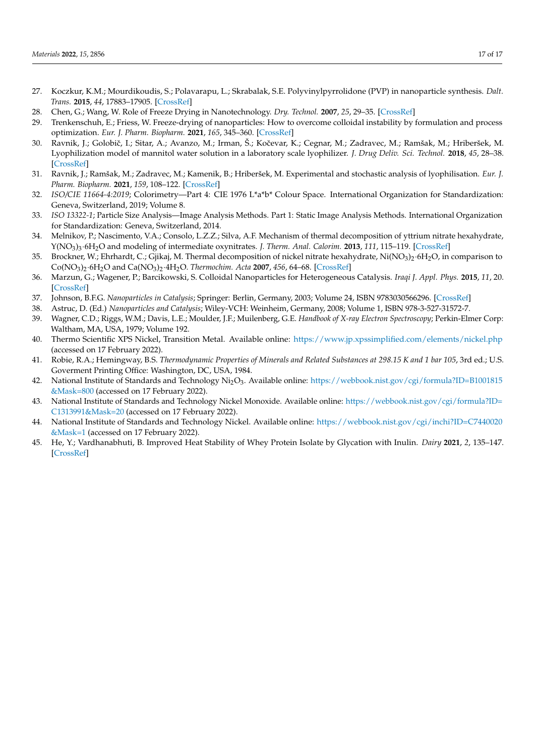27. Koczkur, K.M.; Mourdikoudis, S.; Polavarapu, L.; Skrabalak, S.E. Polyvinylpyrrolidone (PVP) in nanoparticle synthesis. *Dalt. Trans.* **2015**, *44*, 17883–17905. [CrossRef]
28. Chen, G.; Wang, W. Role of Freeze Drying in Nanotechnology. *Dry. Technol.* **2007**, *25*, 29–35. [CrossRef]
29. Trenkenschuh, E.; Friess, W. Freeze-drying of nanoparticles: How to overcome colloidal instability by formulation and process optimization. *Eur. J. Pharm. Biopharm.* **2021**, *165*, 345–360. [CrossRef]
30. Ravnik, J.; Golobič, I.; Sitar, A.; Avanzo, M.; Irman, Š.; Kočevar, K.; Cegnar, M.; Zadravec, M.; Ramšak, M.; Hriberšek, M. Lyophilization model of mannitol water solution in a laboratory scale lyophilizer. *J. Drug Deliv. Sci. Technol.* **2018**, *45*, 28–38. [CrossRef]
31. Ravnik, J.; Ramšak, M.; Zadravec, M.; Kamenik, B.; Hriberšek, M. Experimental and stochastic analysis of lyophilisation. *Eur. J. Pharm. Biopharm.* **2021**, *159*, 108–122. [CrossRef]
32. *ISO/CIE 11664-4:2019*; Colorimetry—Part 4: CIE 1976 L*a*b* Colour Space. International Organization for Standardization: Geneva, Switzerland, 2019; Volume 8.
33. *ISO 13322-1*; Particle Size Analysis—Image Analysis Methods. Part 1: Static Image Analysis Methods. International Organization for Standardization: Geneva, Switzerland, 2014.
34. Melnikov, P.; Nascimento, V.A.; Consolo, L.Z.Z.; Silva, A.F. Mechanism of thermal decomposition of yttrium nitrate hexahydrate, $Y(NO_3)_3 \cdot 6H_2O$ and modeling of intermediate oxynitrates. *J. Therm. Anal. Calorim.* **2013**, *111*, 115–119. [CrossRef]
35. Brockner, W.; Ehrhardt, C.; Gjikaj, M. Thermal decomposition of nickel nitrate hexahydrate, $Ni(NO_3)_2 \cdot 6H_2O$, in comparison to $Co(NO_3)_2 \cdot 6H_2O$ and $Ca(NO_3)_2 \cdot 4H_2O$. *Thermochim. Acta* **2007**, *456*, 64–68. [CrossRef]
36. Marzun, G.; Wagener, P.; Barcikowski, S. Colloidal Nanoparticles for Heterogeneous Catalysis. *Iraqi J. Appl. Phys.* **2015**, *11*, 20. [CrossRef]
37. Johnson, B.F.G. *Nanoparticles in Catalysis*; Springer: Berlin, Germany, 2003; Volume 24, ISBN 9783030566296. [CrossRef]
38. Astruc, D. (Ed.) *Nanoparticles and Catalysis*; Wiley-VCH: Weinheim, Germany, 2008; Volume 1, ISBN 978-3-527-31572-7.
39. Wagner, C.D.; Riggs, W.M.; Davis, L.E.; Moulder, J.F.; Muilenberg, G.E. *Handbook of X-ray Electron Spectroscopy*; Perkin-Elmer Corp: Waltham, MA, USA, 1979; Volume 192.
40. Thermo Scientific XPS Nickel, Transition Metal. Available online: https://www.jp.xpssimplified.com/elements/nickel.php (accessed on 17 February 2022).
41. Robie, R.A.; Hemingway, B.S. *Thermodynamic Properties of Minerals and Related Substances at 298.15 K and 1 bar 105*, 3rd ed.; U.S. Goverment Printing Office: Washington, DC, USA, 1984.
42. National Institute of Standards and Technology $Ni_2O_3$. Available online: https://webbook.nist.gov/cgi/formula?ID=B1001815&Mask=800 (accessed on 17 February 2022).
43. National Institute of Standards and Technology Nickel Monoxide. Available online: https://webbook.nist.gov/cgi/formula?ID=C1313991&Mask=20 (accessed on 17 February 2022).
44. National Institute of Standards and Technology Nickel. Available online: https://webbook.nist.gov/cgi/inchi?ID=C7440020&Mask=1 (accessed on 17 February 2022).
45. He, Y.; Vardhanabhuti, B. Improved Heat Stability of Whey Protein Isolate by Glycation with Inulin. *Dairy* **2021**, *2*, 135–147. [CrossRef]